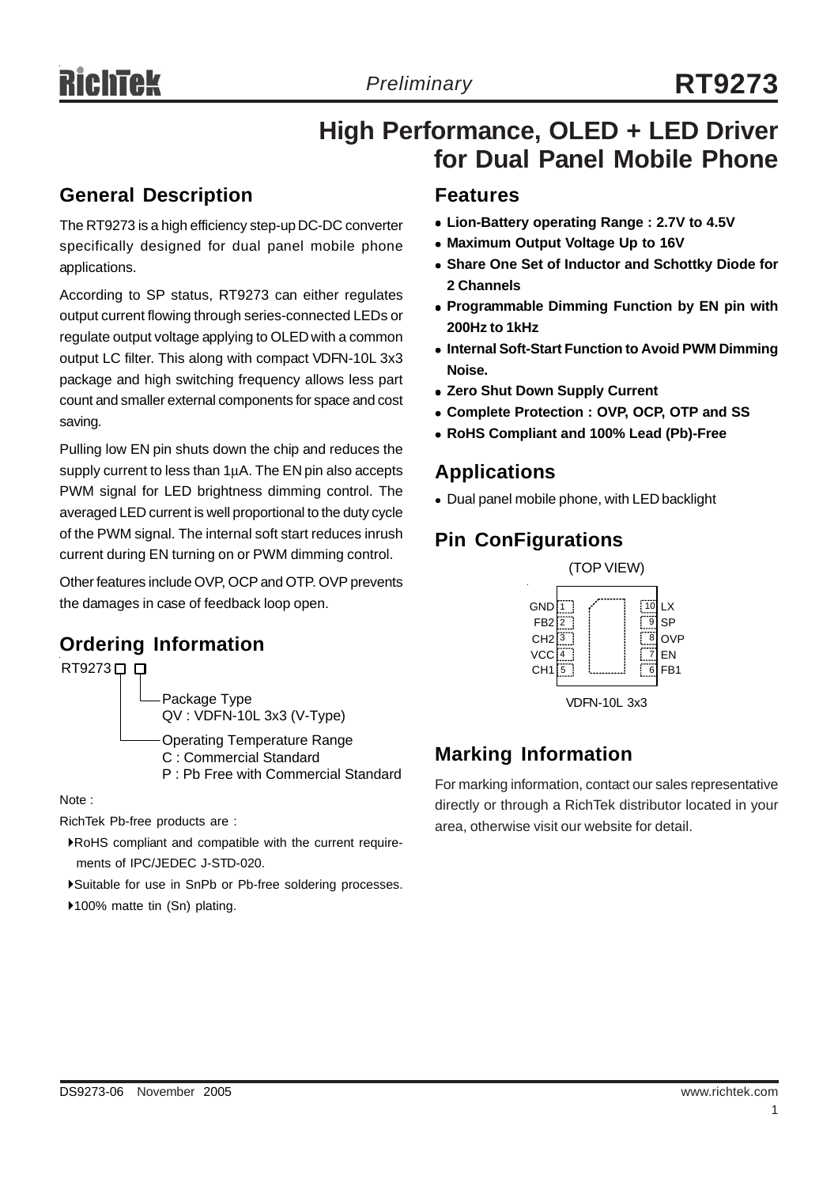# RT9273

*Preliminary*

# High Performance, OLED + LED Driver for Dual Panel Mobile Phone

## General Description

The RT9273 is a high efficiency step-up DC-DC converter specifically designed for dual panel mobile phone applications.

According to SP status, RT9273 can either regulates output current flowing through series-connected LEDs or regulate output voltage applying to OLED with a common output LC filter. This along with compact VDFN-10L 3x3 package and high switching frequency allows less part count and smaller external components for space and cost saving.

Pulling low EN pin shuts down the chip and reduces the supply current to less than 1μA. The EN pin also accepts PWM signal for LED brightness dimming control. The averaged LED current is well proportional to the duty cycle of the PWM signal. The internal soft start reduces inrush current during EN turning on or PWM dimming control.

Other features include OVP, OCP and OTP. OVP prevents the damages in case of feedback loop open.

## Ordering Information

RT9273 □ □

- Package Type
  QV : VDFN-10L 3x3 (V-Type)
- Operating Temperature Range
  C : Commercial Standard
  P : Pb Free with Commercial Standard

Note :

RichTek Pb-free products are :

- RoHS compliant and compatible with the current requirements of IPC/JEDEC J-STD-020.
- Suitable for use in SnPb or Pb-free soldering processes.
- 100% matte tin (Sn) plating.

## Features

- **Lion-Battery operating Range : 2.7V to 4.5V**
- **Maximum Output Voltage Up to 16V**
- **Share One Set of Inductor and Schottky Diode for 2 Channels**
- **Programmable Dimming Function by EN pin with 200Hz to 1kHz**
- **Internal Soft-Start Function to Avoid PWM Dimming Noise.**
- **Zero Shut Down Supply Current**
- **Complete Protection : OVP, OCP, OTP and SS**
- **RoHS Compliant and 100% Lead (Pb)-Free**

## Applications

- Dual panel mobile phone, with LED backlight

## Pin ConFigurations

(TOP VIEW)

| Pin | Name | Pin | Name |
|---|---|---|---|
| 1 | GND | 10 | LX |
| 2 | FB2 | 9 | SP |
| 3 | CH2 | 8 | OVP |
| 4 | VCC | 7 | EN |
| 5 | CH1 | 6 | FB1 |

VDFN-10L 3x3

## Marking Information

For marking information, contact our sales representative directly or through a RichTek distributor located in your area, otherwise visit our website for detail.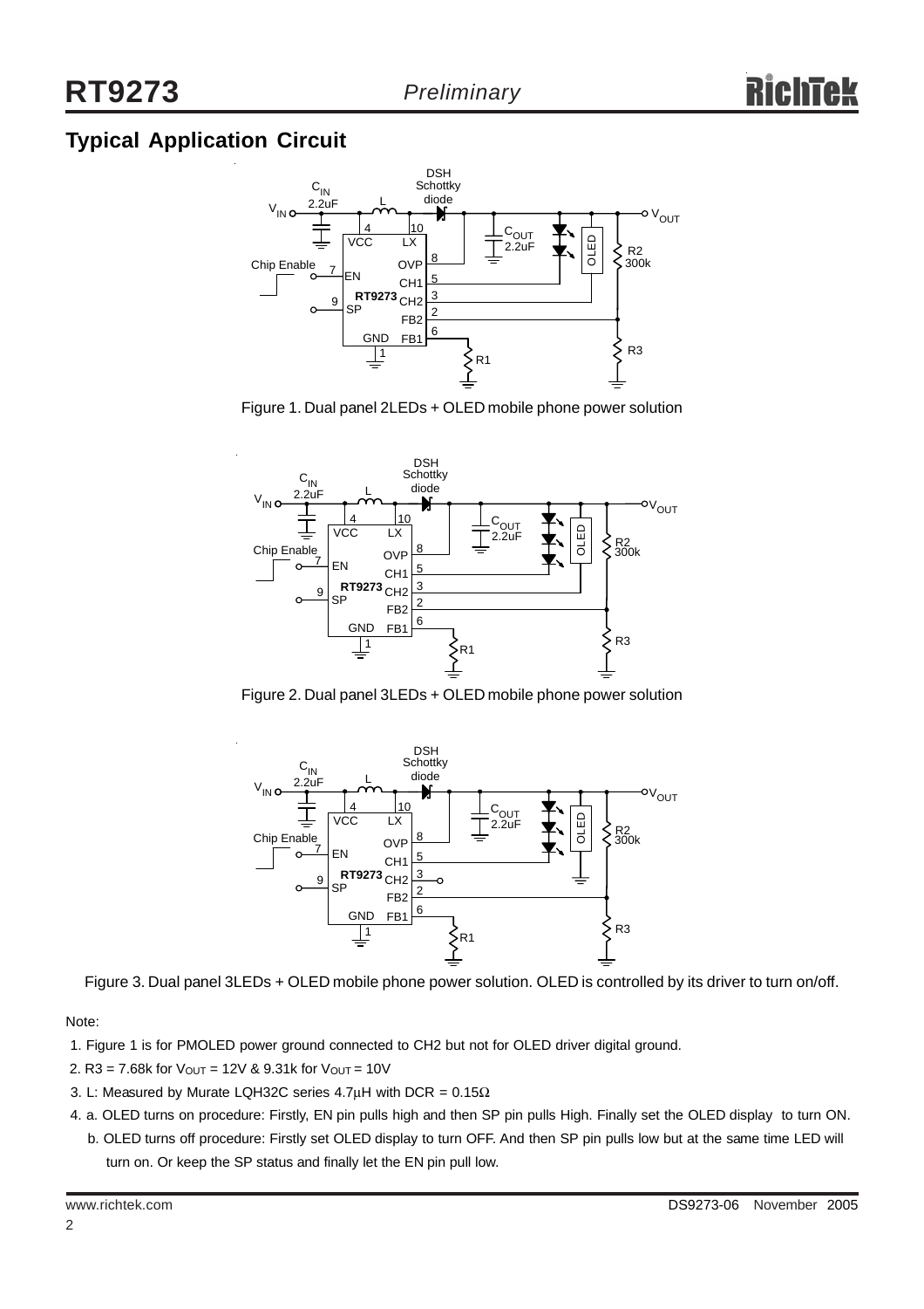## Typical Application Circuit

Figure 1. Dual panel 2LEDs + OLED mobile phone power solution

Figure 2. Dual panel 3LEDs + OLED mobile phone power solution

Figure 3. Dual panel 3LEDs + OLED mobile phone power solution. OLED is controlled by its driver to turn on/off.

Note:

1. Figure 1 is for PMOLED power ground connected to CH2 but not for OLED driver digital ground.
2. R3 = 7.68k for $V_{OUT}$ = 12V & 9.31k for $V_{OUT}$ = 10V
3. L: Measured by Murate LQH32C series 4.7μH with DCR = 0.15Ω
4. a. OLED turns on procedure: Firstly, EN pin pulls high and then SP pin pulls High. Finally set the OLED display to turn ON.

   b. OLED turns off procedure: Firstly set OLED display to turn OFF. And then SP pin pulls low but at the same time LED will turn on. Or keep the SP status and finally let the EN pin pull low.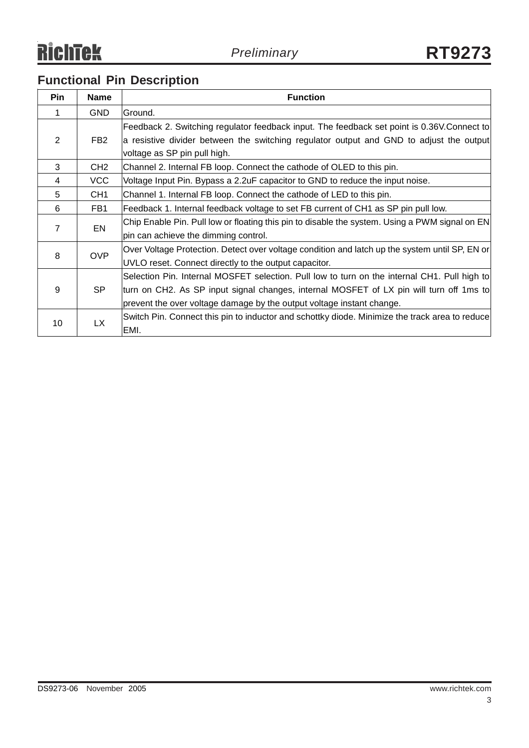## Functional Pin Description

| Pin | Name | Function |
|---|---|---|
| 1 | GND | Ground. |
| 2 | FB2 | Feedback 2. Switching regulator feedback input. The feedback set point is 0.36V.Connect to a resistive divider between the switching regulator output and GND to adjust the output voltage as SP pin pull high. |
| 3 | CH2 | Channel 2. Internal FB loop. Connect the cathode of OLED to this pin. |
| 4 | VCC | Voltage Input Pin. Bypass a 2.2uF capacitor to GND to reduce the input noise. |
| 5 | CH1 | Channel 1. Internal FB loop. Connect the cathode of LED to this pin. |
| 6 | FB1 | Feedback 1. Internal feedback voltage to set FB current of CH1 as SP pin pull low. |
| 7 | EN | Chip Enable Pin. Pull low or floating this pin to disable the system. Using a PWM signal on EN pin can achieve the dimming control. |
| 8 | OVP | Over Voltage Protection. Detect over voltage condition and latch up the system until SP, EN or UVLO reset. Connect directly to the output capacitor. |
| 9 | SP | Selection Pin. Internal MOSFET selection. Pull low to turn on the internal CH1. Pull high to turn on CH2. As SP input signal changes, internal MOSFET of LX pin will turn off 1ms to prevent the over voltage damage by the output voltage instant change. |
| 10 | LX | Switch Pin. Connect this pin to inductor and schottky diode. Minimize the track area to reduce EMI. |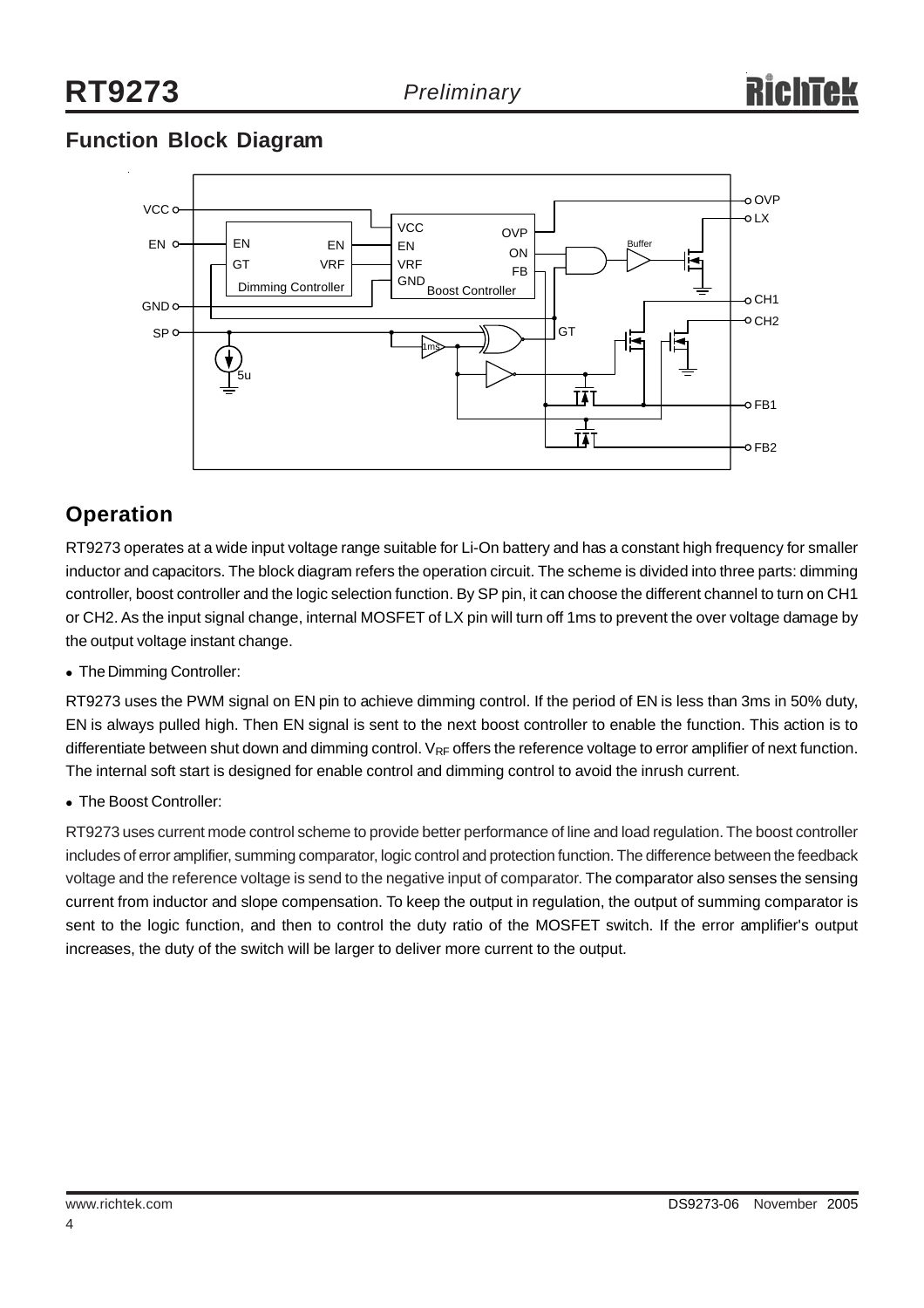## Function Block Diagram

## Operation

RT9273 operates at a wide input voltage range suitable for Li-On battery and has a constant high frequency for smaller inductor and capacitors. The block diagram refers the operation circuit. The scheme is divided into three parts: dimming controller, boost controller and the logic selection function. By SP pin, it can choose the different channel to turn on CH1 or CH2. As the input signal change, internal MOSFET of LX pin will turn off 1ms to prevent the over voltage damage by the output voltage instant change.

- The Dimming Controller:

RT9273 uses the PWM signal on EN pin to achieve dimming control. If the period of EN is less than 3ms in 50% duty, EN is always pulled high. Then EN signal is sent to the next boost controller to enable the function. This action is to differentiate between shut down and dimming control. $V_{RF}$ offers the reference voltage to error amplifier of next function. The internal soft start is designed for enable control and dimming control to avoid the inrush current.

- The Boost Controller:

RT9273 uses current mode control scheme to provide better performance of line and load regulation. The boost controller includes of error amplifier, summing comparator, logic control and protection function. The difference between the feedback voltage and the reference voltage is send to the negative input of comparator. The comparator also senses the sensing current from inductor and slope compensation. To keep the output in regulation, the output of summing comparator is sent to the logic function, and then to control the duty ratio of the MOSFET switch. If the error amplifier's output increases, the duty of the switch will be larger to deliver more current to the output.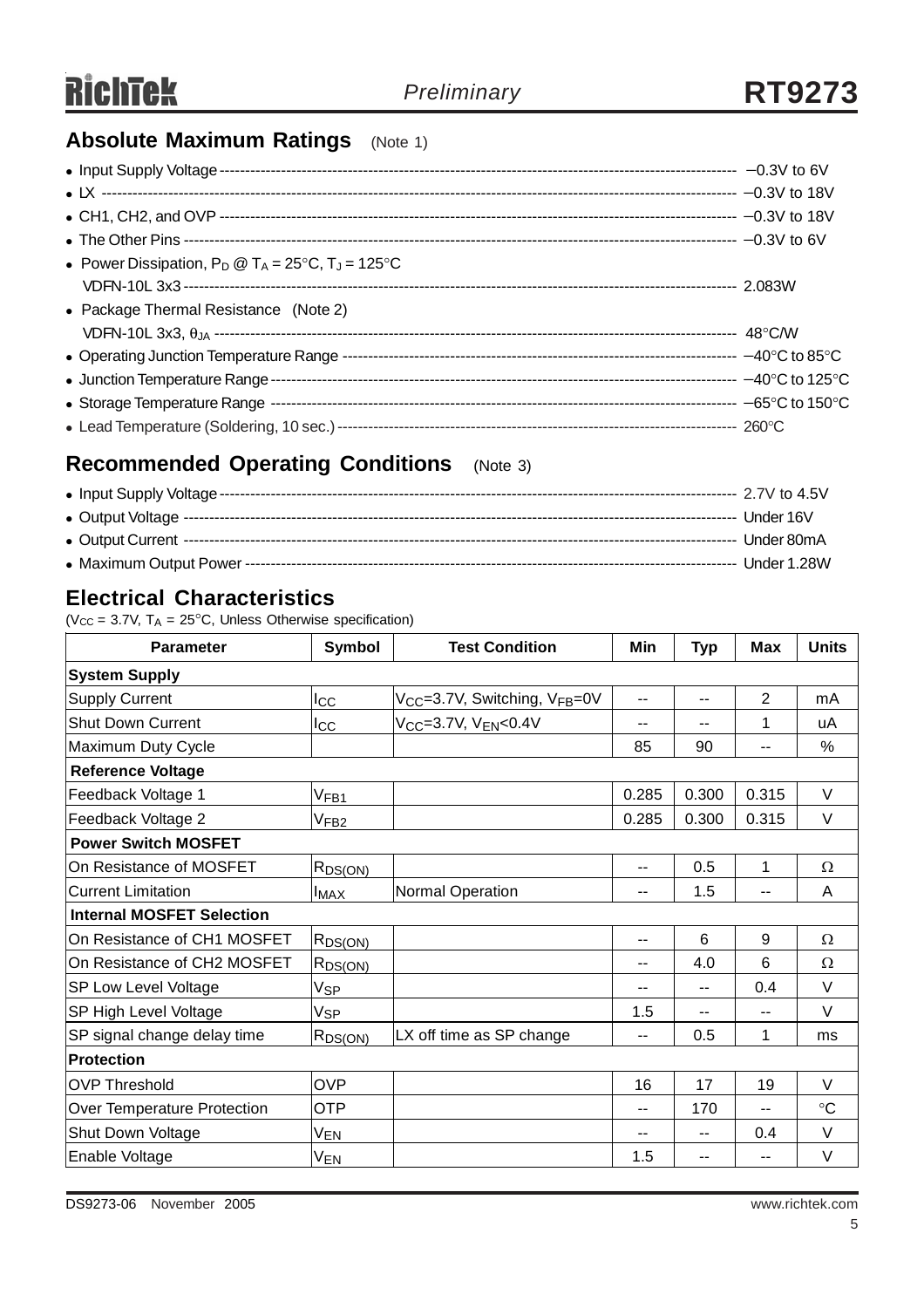## Absolute Maximum Ratings (Note 1)

- Input Supply Voltage ---------- −0.3V to 6V
- LX ---------- −0.3V to 18V
- CH1, CH2, and OVP ---------- −0.3V to 18V
- The Other Pins ---------- −0.3V to 6V
- Power Dissipation, $P_D$ @ $T_A$ = 25°C, $T_J$ = 125°C
  VDFN-10L 3x3 ---------- 2.083W
- Package Thermal Resistance (Note 2)
  VDFN-10L 3x3, $\theta_{JA}$ ---------- 48°C/W
- Operating Junction Temperature Range ---------- −40°C to 85°C
- Junction Temperature Range ---------- −40°C to 125°C
- Storage Temperature Range ---------- −65°C to 150°C
- Lead Temperature (Soldering, 10 sec.) ---------- 260°C

## Recommended Operating Conditions (Note 3)

- Input Supply Voltage ---------- 2.7V to 4.5V
- Output Voltage ---------- Under 16V
- Output Current ---------- Under 80mA
- Maximum Output Power ---------- Under 1.28W

## Electrical Characteristics

($V_{CC}$ = 3.7V, $T_A$ = 25°C, Unless Otherwise specification)

| Parameter | Symbol | Test Condition | Min | Typ | Max | Units |
|---|---|---|---|---|---|---|
| **System Supply** | | | | | | |
| Supply Current | $I_{CC}$ | $V_{CC}$=3.7V, Switching, $V_{FB}$=0V | -- | -- | 2 | mA |
| Shut Down Current | $I_{CC}$ | $V_{CC}$=3.7V, $V_{EN}$<0.4V | -- | -- | 1 | uA |
| Maximum Duty Cycle | | | 85 | 90 | -- | % |
| **Reference Voltage** | | | | | | |
| Feedback Voltage 1 | $V_{FB1}$ | | 0.285 | 0.300 | 0.315 | V |
| Feedback Voltage 2 | $V_{FB2}$ | | 0.285 | 0.300 | 0.315 | V |
| **Power Switch MOSFET** | | | | | | |
| On Resistance of MOSFET | $R_{DS(ON)}$ | | -- | 0.5 | 1 | Ω |
| Current Limitation | $I_{MAX}$ | Normal Operation | -- | 1.5 | -- | A |
| **Internal MOSFET Selection** | | | | | | |
| On Resistance of CH1 MOSFET | $R_{DS(ON)}$ | | -- | 6 | 9 | Ω |
| On Resistance of CH2 MOSFET | $R_{DS(ON)}$ | | -- | 4.0 | 6 | Ω |
| SP Low Level Voltage | $V_{SP}$ | | -- | -- | 0.4 | V |
| SP High Level Voltage | $V_{SP}$ | | 1.5 | -- | -- | V |
| SP signal change delay time | $R_{DS(ON)}$ | LX off time as SP change | -- | 0.5 | 1 | ms |
| **Protection** | | | | | | |
| OVP Threshold | OVP | | 16 | 17 | 19 | V |
| Over Temperature Protection | OTP | | -- | 170 | -- | °C |
| Shut Down Voltage | $V_{EN}$ | | -- | -- | 0.4 | V |
| Enable Voltage | $V_{EN}$ | | 1.5 | -- | -- | V |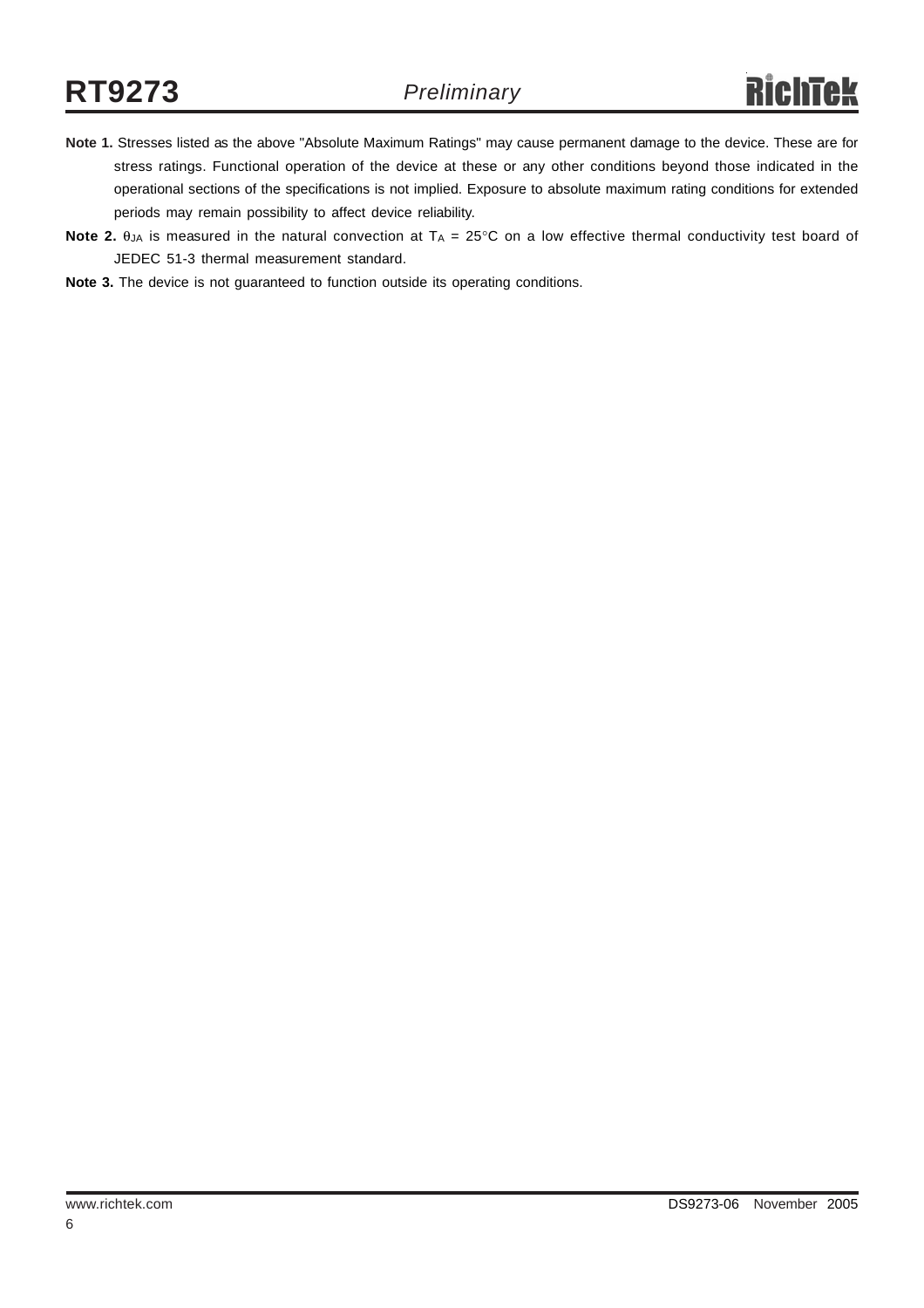**Note 1.** Stresses listed as the above "Absolute Maximum Ratings" may cause permanent damage to the device. These are for stress ratings. Functional operation of the device at these or any other conditions beyond those indicated in the operational sections of the specifications is not implied. Exposure to absolute maximum rating conditions for extended periods may remain possibility to affect device reliability.

**Note 2.** $\theta_{JA}$ is measured in the natural convection at $T_A$ = 25°C on a low effective thermal conductivity test board of JEDEC 51-3 thermal measurement standard.

**Note 3.** The device is not guaranteed to function outside its operating conditions.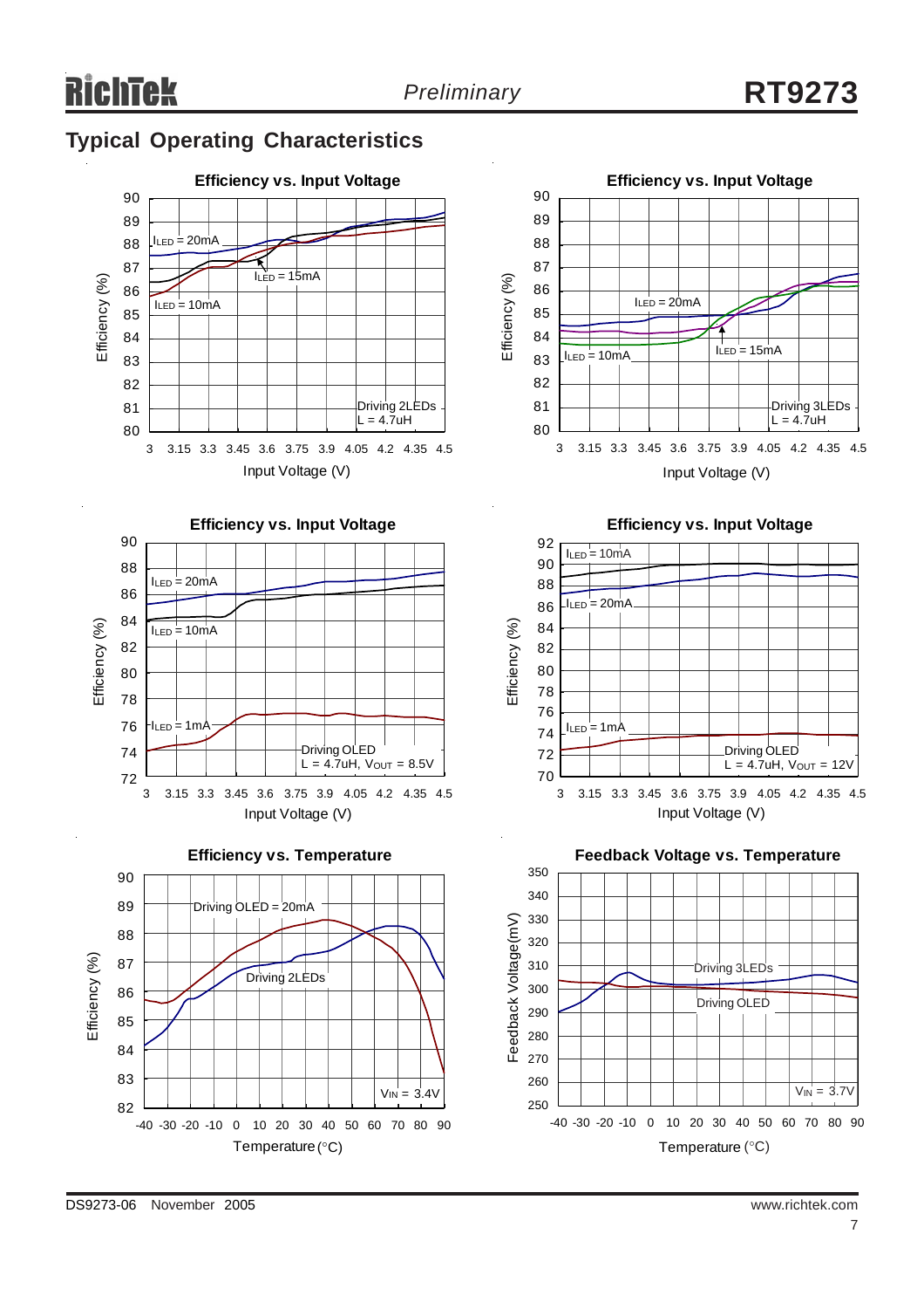## Typical Operating Characteristics

### Efficiency vs. Input Voltage

Efficiency (%) vs. Input Voltage (V)

$I_{LED}$ = 20mA, $I_{LED}$ = 15mA, $I_{LED}$ = 10mA

Driving 2LEDs
L = 4.7uH

### Efficiency vs. Input Voltage

Efficiency (%) vs. Input Voltage (V)

$I_{LED}$ = 20mA, $I_{LED}$ = 15mA, $I_{LED}$ = 10mA

Driving 3LEDs
L = 4.7uH

### Efficiency vs. Input Voltage

Efficiency (%) vs. Input Voltage (V)

$I_{LED}$ = 20mA, $I_{LED}$ = 10mA, $I_{LED}$ = 1mA

Driving OLED
L = 4.7uH, $V_{OUT}$ = 8.5V

### Efficiency vs. Input Voltage

Efficiency (%) vs. Input Voltage (V)

$I_{LED}$ = 10mA, $I_{LED}$ = 20mA, $I_{LED}$ = 1mA

Driving OLED
L = 4.7uH, $V_{OUT}$ = 12V

### Efficiency vs. Temperature

Efficiency (%) vs. Temperature (°C)

Driving OLED = 20mA, Driving 2LEDs

$V_{IN}$ = 3.4V

### Feedback Voltage vs. Temperature

Feedback Voltage (mV) vs. Temperature (°C)

Driving 3LEDs, Driving OLED

$V_{IN}$ = 3.7V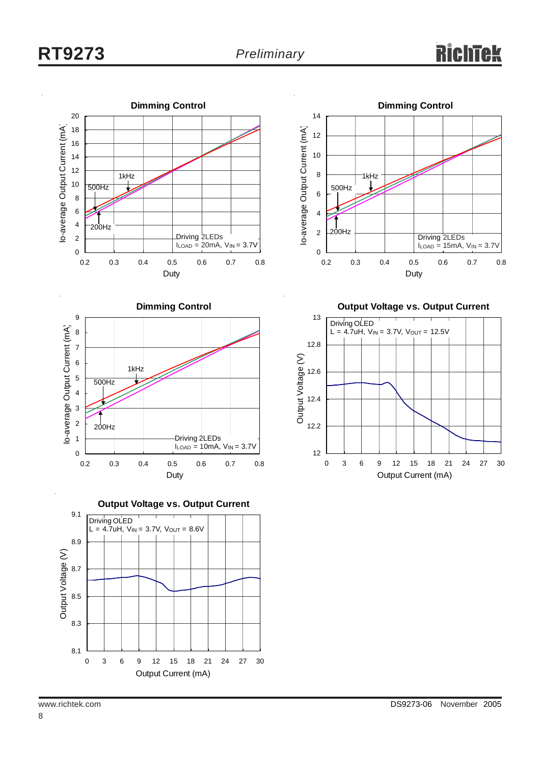**Dimming Control**

Io-average Output Current (mA) vs. Duty — 200Hz, 500Hz, 1kHz — Driving 2LEDs, $I_{LOAD}$ = 20mA, $V_{IN}$ = 3.7V

**Dimming Control**

Io-average Output Current (mA) vs. Duty — 200Hz, 500Hz, 1kHz — Driving 2LEDs, $I_{LOAD}$ = 15mA, $V_{IN}$ = 3.7V

**Dimming Control**

Io-average Output Current (mA) vs. Duty — 200Hz, 500Hz, 1kHz — Driving 2LEDs, $I_{LOAD}$ = 10mA, $V_{IN}$ = 3.7V

**Output Voltage vs. Output Current**

Output Voltage (V) vs. Output Current (mA) — Driving OLED, L = 4.7uH, $V_{IN}$ = 3.7V, $V_{OUT}$ = 12.5V

**Output Voltage vs. Output Current**

Output Voltage (V) vs. Output Current (mA) — Driving OLED, L = 4.7uH, $V_{IN}$ = 3.7V, $V_{OUT}$ = 8.6V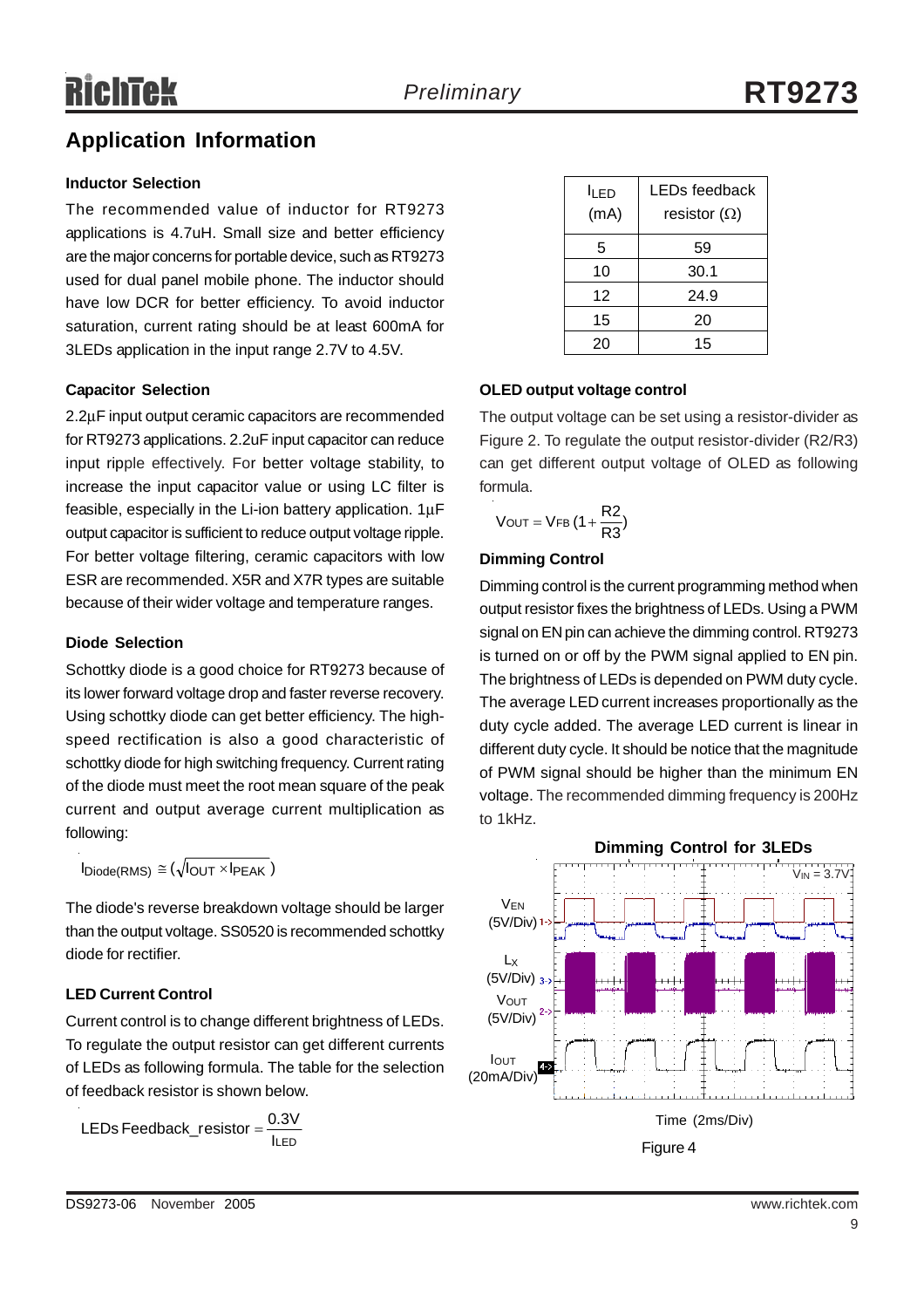## Application Information

### Inductor Selection

The recommended value of inductor for RT9273 applications is 4.7uH. Small size and better efficiency are the major concerns for portable device, such as RT9273 used for dual panel mobile phone. The inductor should have low DCR for better efficiency. To avoid inductor saturation, current rating should be at least 600mA for 3LEDs application in the input range 2.7V to 4.5V.

### Capacitor Selection

2.2μF input output ceramic capacitors are recommended for RT9273 applications. 2.2uF input capacitor can reduce input ripple effectively. For better voltage stability, to increase the input capacitor value or using LC filter is feasible, especially in the Li-ion battery application. 1μF output capacitor is sufficient to reduce output voltage ripple. For better voltage filtering, ceramic capacitors with low ESR are recommended. X5R and X7R types are suitable because of their wider voltage and temperature ranges.

### Diode Selection

Schottky diode is a good choice for RT9273 because of its lower forward voltage drop and faster reverse recovery. Using schottky diode can get better efficiency. The high-speed rectification is also a good characteristic of schottky diode for high switching frequency. Current rating of the diode must meet the root mean square of the peak current and output average current multiplication as following:

$$I_{Diode(RMS)} \cong (\sqrt{I_{OUT} \times I_{PEAK}})$$

The diode's reverse breakdown voltage should be larger than the output voltage. SS0520 is recommended schottky diode for rectifier.

### LED Current Control

Current control is to change different brightness of LEDs. To regulate the output resistor can get different currents of LEDs as following formula. The table for the selection of feedback resistor is shown below.

$$\text{LEDs Feedback\_resistor} = \frac{0.3V}{I_{LED}}$$

| $I_{LED}$ (mA) | LEDs feedback resistor (Ω) |
|---|---|
| 5 | 59 |
| 10 | 30.1 |
| 12 | 24.9 |
| 15 | 20 |
| 20 | 15 |

### OLED output voltage control

The output voltage can be set using a resistor-divider as Figure 2. To regulate the output resistor-divider (R2/R3) can get different output voltage of OLED as following formula.

$$V_{OUT} = V_{FB}\left(1 + \frac{R2}{R3}\right)$$

### Dimming Control

Dimming control is the current programming method when output resistor fixes the brightness of LEDs. Using a PWM signal on EN pin can achieve the dimming control. RT9273 is turned on or off by the PWM signal applied to EN pin. The brightness of LEDs is depended on PWM duty cycle. The average LED current increases proportionally as the duty cycle added. The average LED current is linear in different duty cycle. It should be notice that the magnitude of PWM signal should be higher than the minimum EN voltage. The recommended dimming frequency is 200Hz to 1kHz.

Dimming Control for 3LEDs

$V_{IN}$ = 3.7V

$V_{EN}$ (5V/Div)

$L_X$ (5V/Div)

$V_{OUT}$ (5V/Div)

$I_{OUT}$ (20mA/Div)

Time (2ms/Div)

Figure 4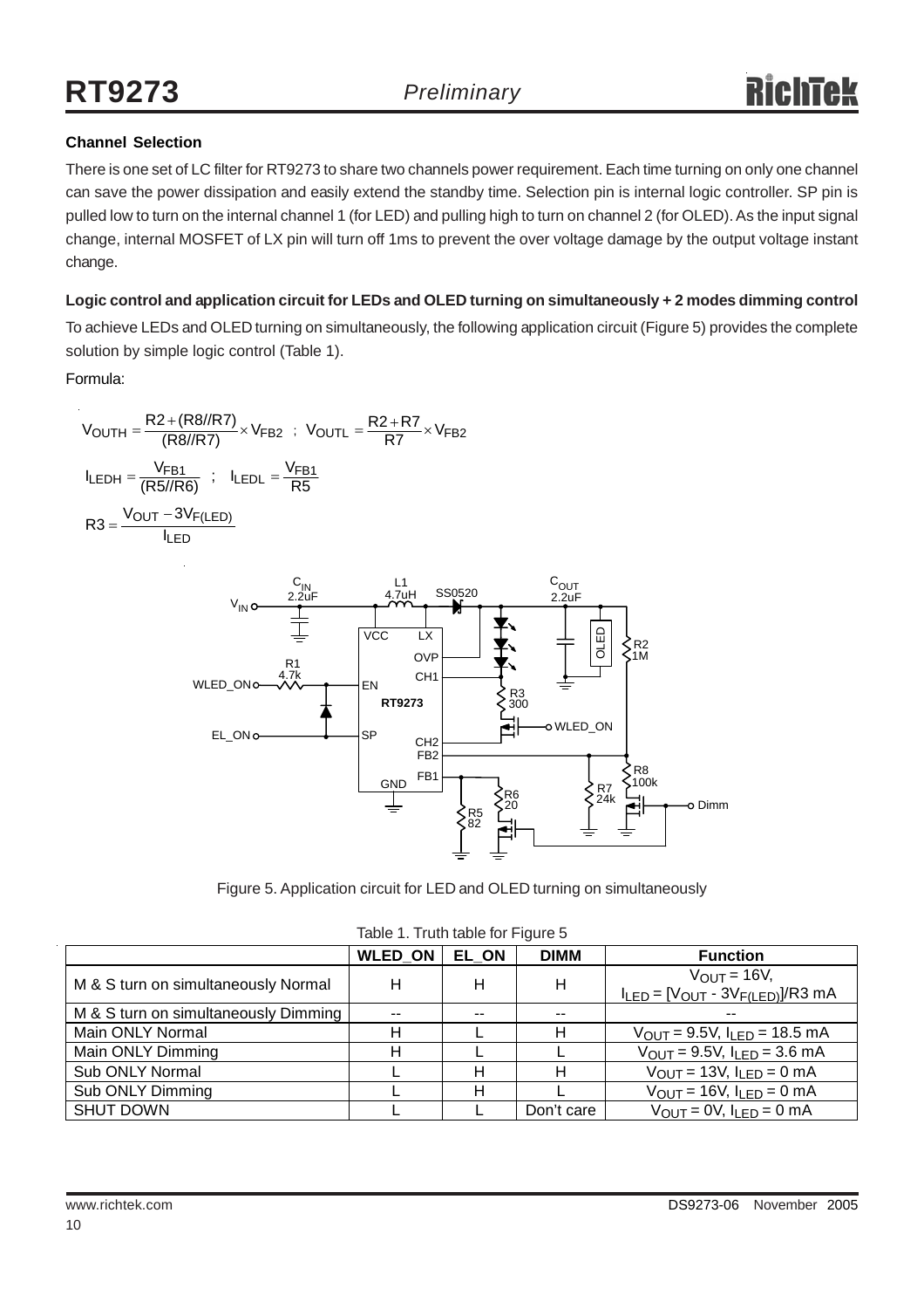### Channel Selection

There is one set of LC filter for RT9273 to share two channels power requirement. Each time turning on only one channel can save the power dissipation and easily extend the standby time. Selection pin is internal logic controller. SP pin is pulled low to turn on the internal channel 1 (for LED) and pulling high to turn on channel 2 (for OLED). As the input signal change, internal MOSFET of LX pin will turn off 1ms to prevent the over voltage damage by the output voltage instant change.

### Logic control and application circuit for LEDs and OLED turning on simultaneously + 2 modes dimming control

To achieve LEDs and OLED turning on simultaneously, the following application circuit (Figure 5) provides the complete solution by simple logic control (Table 1).

Formula:

$$V_{OUTH} = \frac{R2 + (R8//R7)}{(R8//R7)} \times V_{FB2} \;\; ; \;\; V_{OUTL} = \frac{R2 + R7}{R7} \times V_{FB2}$$

$$I_{LEDH} = \frac{V_{FB1}}{(R5//R6)} \;\; ; \;\; I_{LEDL} = \frac{V_{FB1}}{R5}$$

$$R3 = \frac{V_{OUT} - 3V_{F(LED)}}{I_{LED}}$$

Figure 5. Application circuit for LED and OLED turning on simultaneously

Table 1. Truth table for Figure 5

| | WLED_ON | EL_ON | DIMM | Function |
|---|---|---|---|---|
| M & S turn on simultaneously Normal | H | H | H | $V_{OUT}$ = 16V, $I_{LED} = [V_{OUT} - 3V_{F(LED)}]/R3$ mA |
| M & S turn on simultaneously Dimming | -- | -- | -- | -- |
| Main ONLY Normal | H | L | H | $V_{OUT}$ = 9.5V, $I_{LED}$ = 18.5 mA |
| Main ONLY Dimming | H | L | L | $V_{OUT}$ = 9.5V, $I_{LED}$ = 3.6 mA |
| Sub ONLY Normal | L | H | H | $V_{OUT}$ = 13V, $I_{LED}$ = 0 mA |
| Sub ONLY Dimming | L | H | L | $V_{OUT}$ = 16V, $I_{LED}$ = 0 mA |
| SHUT DOWN | L | L | Don't care | $V_{OUT}$ = 0V, $I_{LED}$ = 0 mA |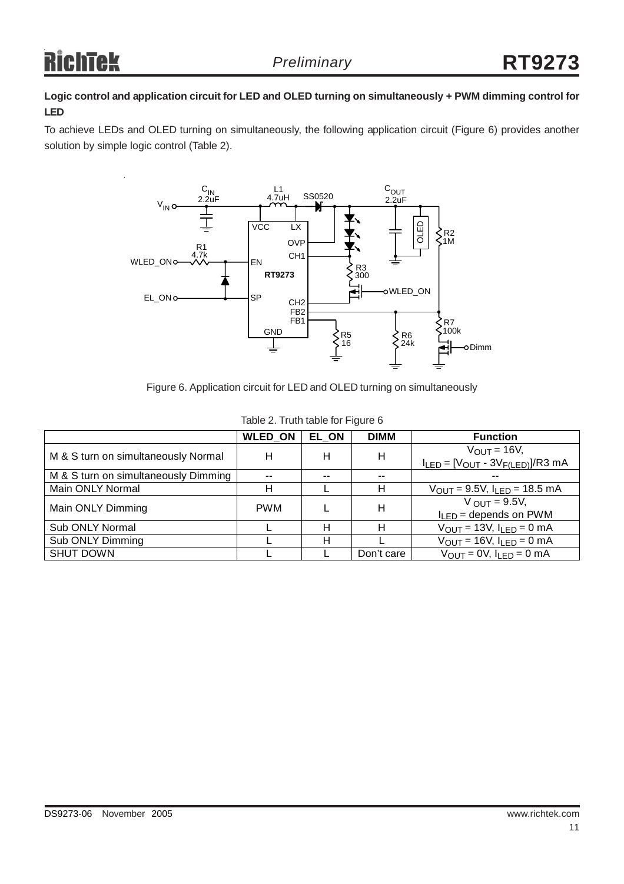**Logic control and application circuit for LED and OLED turning on simultaneously + PWM dimming control for LED**

To achieve LEDs and OLED turning on simultaneously, the following application circuit (Figure 6) provides another solution by simple logic control (Table 2).

Figure 6. Application circuit for LED and OLED turning on simultaneously

Table 2. Truth table for Figure 6

| | WLED_ON | EL_ON | DIMM | Function |
|---|---|---|---|---|
| M & S turn on simultaneously Normal | H | H | H | $V_{OUT}$ = 16V, $I_{LED} = [V_{OUT} - 3V_{F(LED)}]/R3$ mA |
| M & S turn on simultaneously Dimming | -- | -- | -- | -- |
| Main ONLY Normal | H | L | H | $V_{OUT}$ = 9.5V, $I_{LED}$ = 18.5 mA |
| Main ONLY Dimming | PWM | L | H | $V_{OUT}$ = 9.5V, $I_{LED}$ = depends on PWM |
| Sub ONLY Normal | L | H | H | $V_{OUT}$ = 13V, $I_{LED}$ = 0 mA |
| Sub ONLY Dimming | L | H | L | $V_{OUT}$ = 16V, $I_{LED}$ = 0 mA |
| SHUT DOWN | L | L | Don't care | $V_{OUT}$ = 0V, $I_{LED}$ = 0 mA |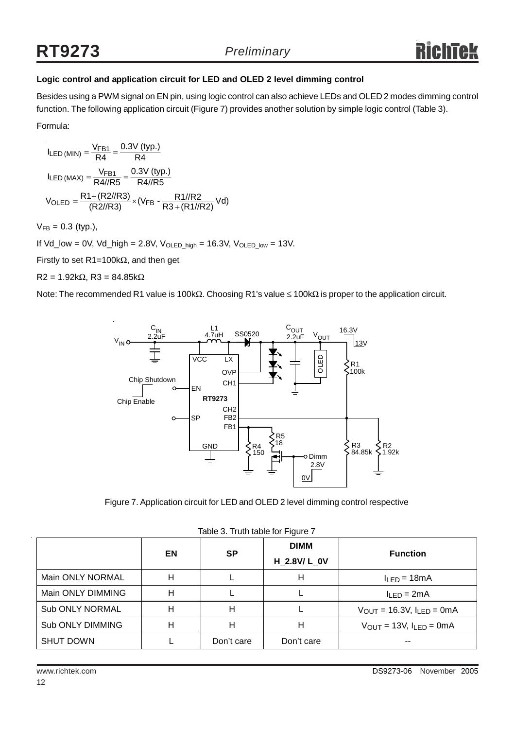**Logic control and application circuit for LED and OLED 2 level dimming control**

Besides using a PWM signal on EN pin, using logic control can also achieve LEDs and OLED 2 modes dimming control function. The following application circuit (Figure 7) provides another solution by simple logic control (Table 3).

Formula:

$$I_{LED\,(MIN)} = \frac{V_{FB1}}{R4} = \frac{0.3V\ (typ.)}{R4}$$

$$I_{LED\,(MAX)} = \frac{V_{FB1}}{R4//R5} = \frac{0.3V\ (typ.)}{R4//R5}$$

$$V_{OLED} = \frac{R1 + (R2//R3)}{(R2//R3)} \times \left(V_{FB} - \frac{R1//R2}{R3 + (R1//R2)} Vd\right)$$

$V_{FB}$ = 0.3 (typ.),

If Vd_low = 0V, Vd_high = 2.8V, $V_{OLED\_high}$ = 16.3V, $V_{OLED\_low}$ = 13V.

Firstly to set R1=100kΩ, and then get

R2 = 1.92kΩ, R3 = 84.85kΩ

Note: The recommended R1 value is 100kΩ. Choosing R1's value ≤ 100kΩ is proper to the application circuit.

Figure 7. Application circuit for LED and OLED 2 level dimming control respective

Table 3. Truth table for Figure 7

| | EN | SP | DIMM H_2.8V/ L_0V | Function |
|---|---|---|---|---|
| Main ONLY NORMAL | H | L | H | $I_{LED}$ = 18mA |
| Main ONLY DIMMING | H | L | L | $I_{LED}$ = 2mA |
| Sub ONLY NORMAL | H | H | L | $V_{OUT}$ = 16.3V, $I_{LED}$ = 0mA |
| Sub ONLY DIMMING | H | H | H | $V_{OUT}$ = 13V, $I_{LED}$ = 0mA |
| SHUT DOWN | L | Don't care | Don't care | -- |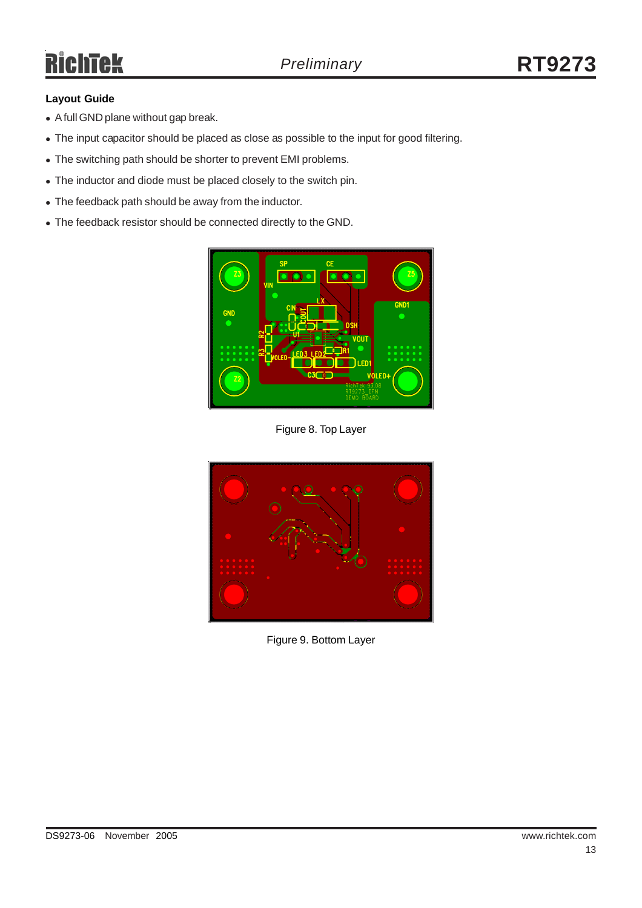### Layout Guide

- A full GND plane without gap break.
- The input capacitor should be placed as close as possible to the input for good filtering.
- The switching path should be shorter to prevent EMI problems.
- The inductor and diode must be placed closely to the switch pin.
- The feedback path should be away from the inductor.
- The feedback resistor should be connected directly to the GND.

Figure 8. Top Layer

Figure 9. Bottom Layer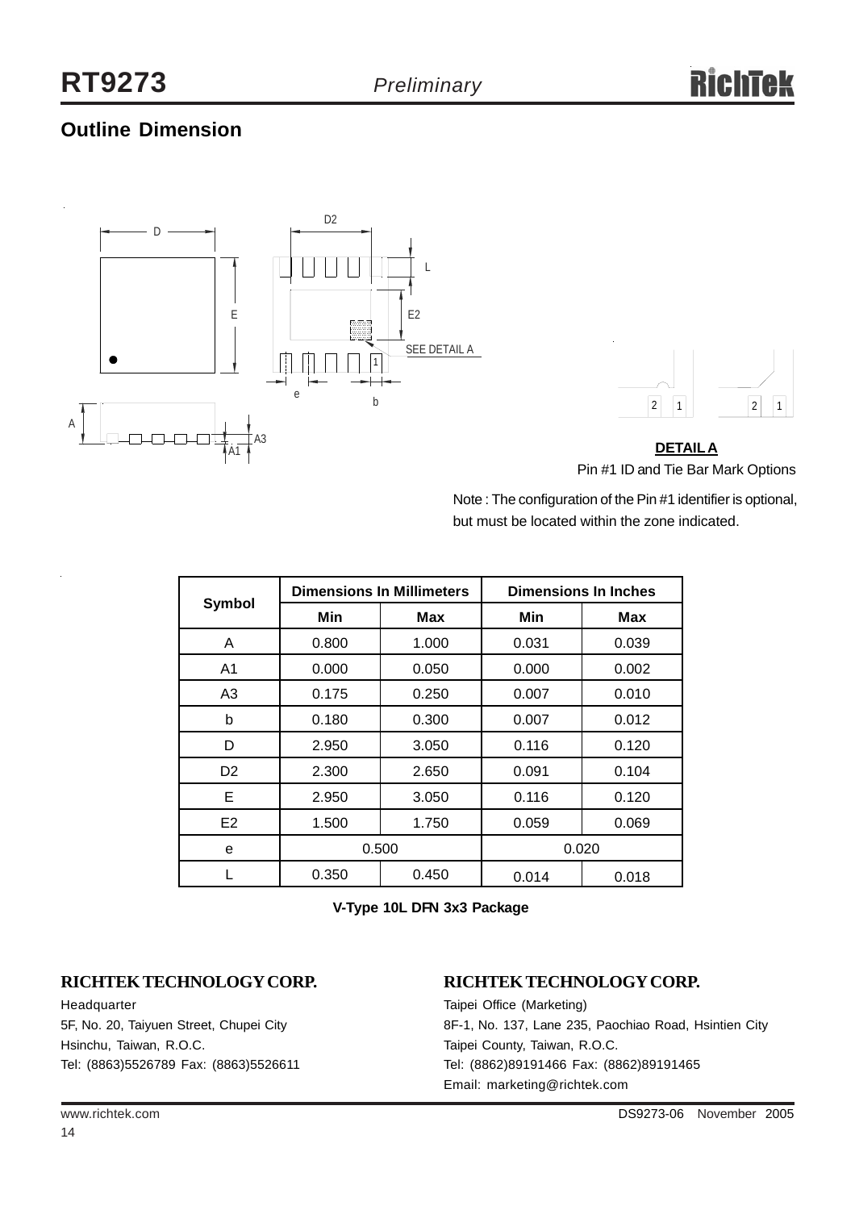## Outline Dimension

D2

D

L

E

E2

SEE DETAIL A

1

e

b

A

A3

A1

2 1 2 1

**DETAIL A**

Pin #1 ID and Tie Bar Mark Options

Note : The configuration of the Pin #1 identifier is optional, but must be located within the zone indicated.

| Symbol | Dimensions In Millimeters | | Dimensions In Inches | |
|---|---|---|---|---|
| | Min | Max | Min | Max |
| A | 0.800 | 1.000 | 0.031 | 0.039 |
| A1 | 0.000 | 0.050 | 0.000 | 0.002 |
| A3 | 0.175 | 0.250 | 0.007 | 0.010 |
| b | 0.180 | 0.300 | 0.007 | 0.012 |
| D | 2.950 | 3.050 | 0.116 | 0.120 |
| D2 | 2.300 | 2.650 | 0.091 | 0.104 |
| E | 2.950 | 3.050 | 0.116 | 0.120 |
| E2 | 1.500 | 1.750 | 0.059 | 0.069 |
| e | 0.500 | | 0.020 | |
| L | 0.350 | 0.450 | 0.014 | 0.018 |

**V-Type 10L DFN 3x3 Package**

**RICHTEK TECHNOLOGY CORP.**

Headquarter
5F, No. 20, Taiyuen Street, Chupei City
Hsinchu, Taiwan, R.O.C.
Tel: (8863)5526789 Fax: (8863)5526611

**RICHTEK TECHNOLOGY CORP.**

Taipei Office (Marketing)
8F-1, No. 137, Lane 235, Paochiao Road, Hsintien City
Taipei County, Taiwan, R.O.C.
Tel: (8862)89191466 Fax: (8862)89191465
Email: marketing@richtek.com